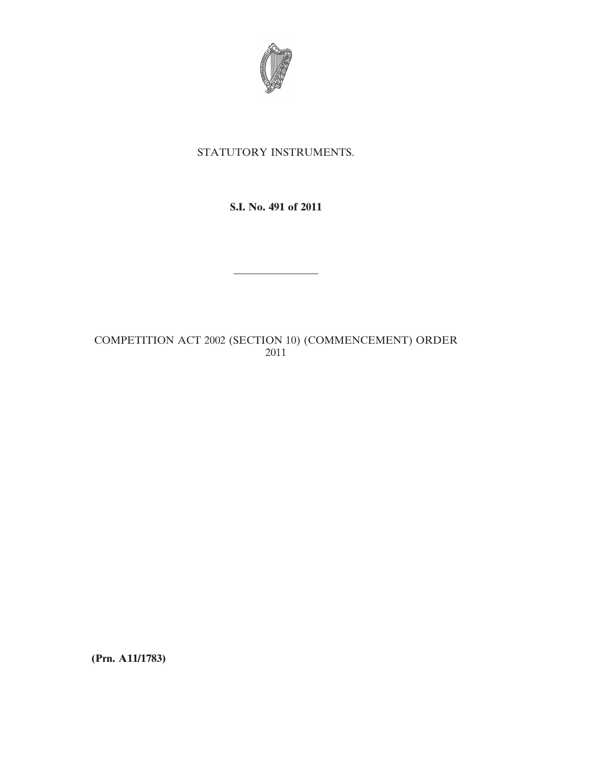STATUTORY INSTRUMENTS.

**S.I. No. 491 of 2011**

---

COMPETITION ACT 2002 (SECTION 10) (COMMENCEMENT) ORDER 2011

**(Prn. A11/1783)**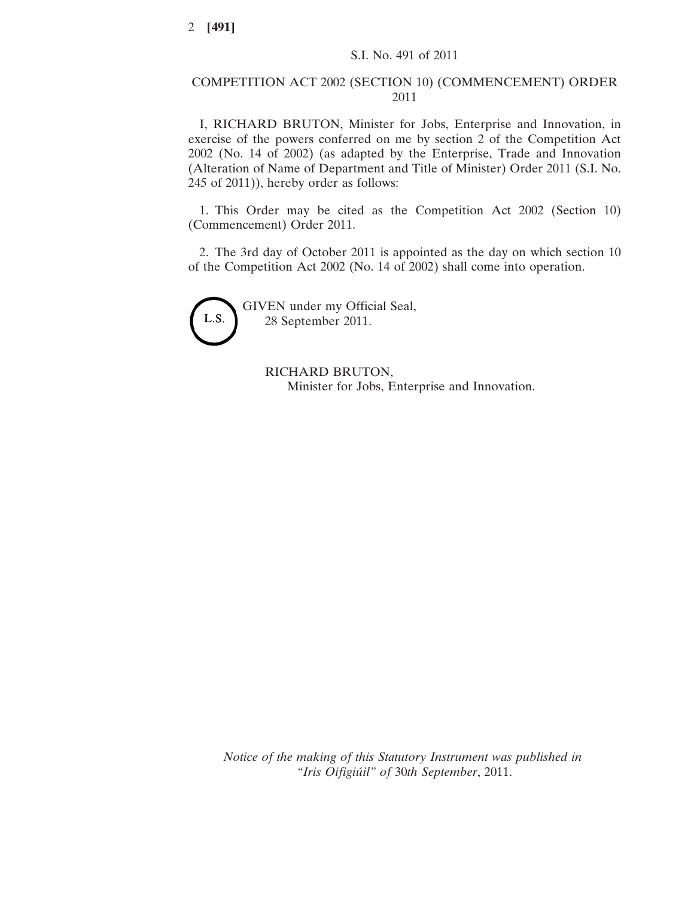S.I. No. 491 of 2011

# COMPETITION ACT 2002 (SECTION 10) (COMMENCEMENT) ORDER 2011

I, RICHARD BRUTON, Minister for Jobs, Enterprise and Innovation, in exercise of the powers conferred on me by section 2 of the Competition Act 2002 (No. 14 of 2002) (as adapted by the Enterprise, Trade and Innovation (Alteration of Name of Department and Title of Minister) Order 2011 (S.I. No. 245 of 2011)), hereby order as follows:

1. This Order may be cited as the Competition Act 2002 (Section 10) (Commencement) Order 2011.

2. The 3rd day of October 2011 is appointed as the day on which section 10 of the Competition Act 2002 (No. 14 of 2002) shall come into operation.

L.S.

GIVEN under my Official Seal,
28 September 2011.

RICHARD BRUTON,
Minister for Jobs, Enterprise and Innovation.

*Notice of the making of this Statutory Instrument was published in "Iris Oifigiúil" of* 30*th September*, 2011.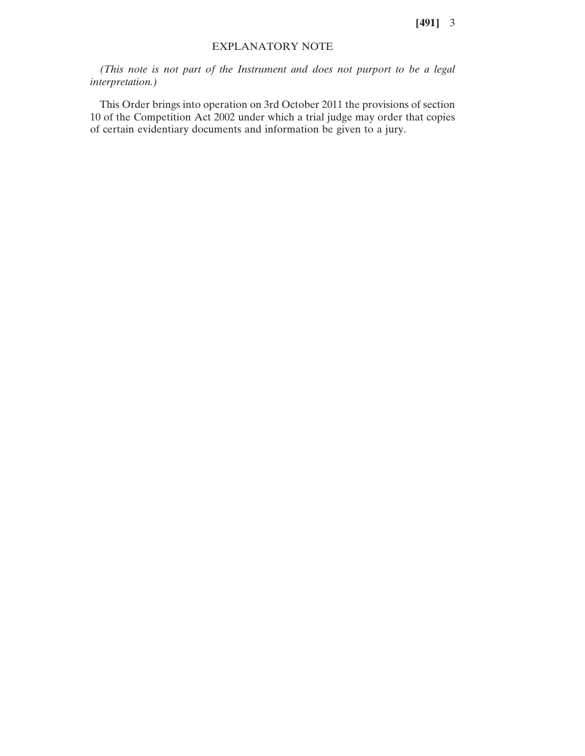## EXPLANATORY NOTE

*(This note is not part of the Instrument and does not purport to be a legal interpretation.)*

This Order brings into operation on 3rd October 2011 the provisions of section 10 of the Competition Act 2002 under which a trial judge may order that copies of certain evidentiary documents and information be given to a jury.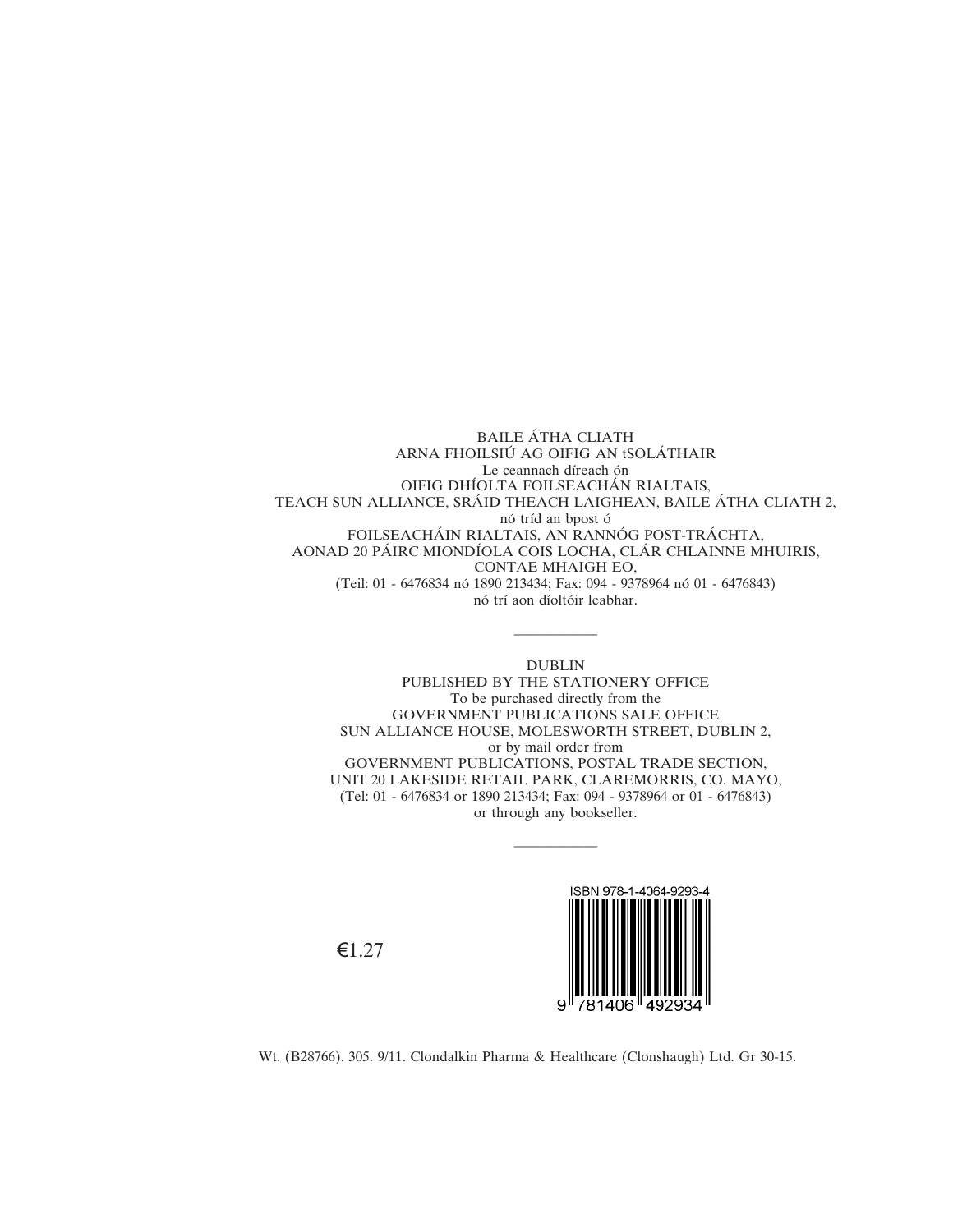BAILE ÁTHA CLIATH
ARNA FHOILSIÚ AG OIFIG AN tSOLÁTHAIR
Le ceannach díreach ón
OIFIG DHÍOLTA FOILSEACHÁN RIALTAIS,
TEACH SUN ALLIANCE, SRÁID THEACH LAIGHEAN, BAILE ÁTHA CLIATH 2,
nó tríd an bpost ó
FOILSEACHÁIN RIALTAIS, AN RANNÓG POST-TRÁCHTA,
AONAD 20 PÁIRC MIONDÍOLA COIS LOCHA, CLÁR CHLAINNE MHUIRIS,
CONTAE MHAIGH EO,
(Teil: 01 - 6476834 nó 1890 213434; Fax: 094 - 9378964 nó 01 - 6476843)
nó trí aon díoltóir leabhar.

---

DUBLIN
PUBLISHED BY THE STATIONERY OFFICE
To be purchased directly from the
GOVERNMENT PUBLICATIONS SALE OFFICE
SUN ALLIANCE HOUSE, MOLESWORTH STREET, DUBLIN 2,
or by mail order from
GOVERNMENT PUBLICATIONS, POSTAL TRADE SECTION,
UNIT 20 LAKESIDE RETAIL PARK, CLAREMORRIS, CO. MAYO,
(Tel: 01 - 6476834 or 1890 213434; Fax: 094 - 9378964 or 01 - 6476843)
or through any bookseller.

---

€1.27

ISBN 978-1-4064-9293-4

9 781406 492934

Wt. (B28766). 305. 9/11. Clondalkin Pharma & Healthcare (Clonshaugh) Ltd. Gr 30-15.